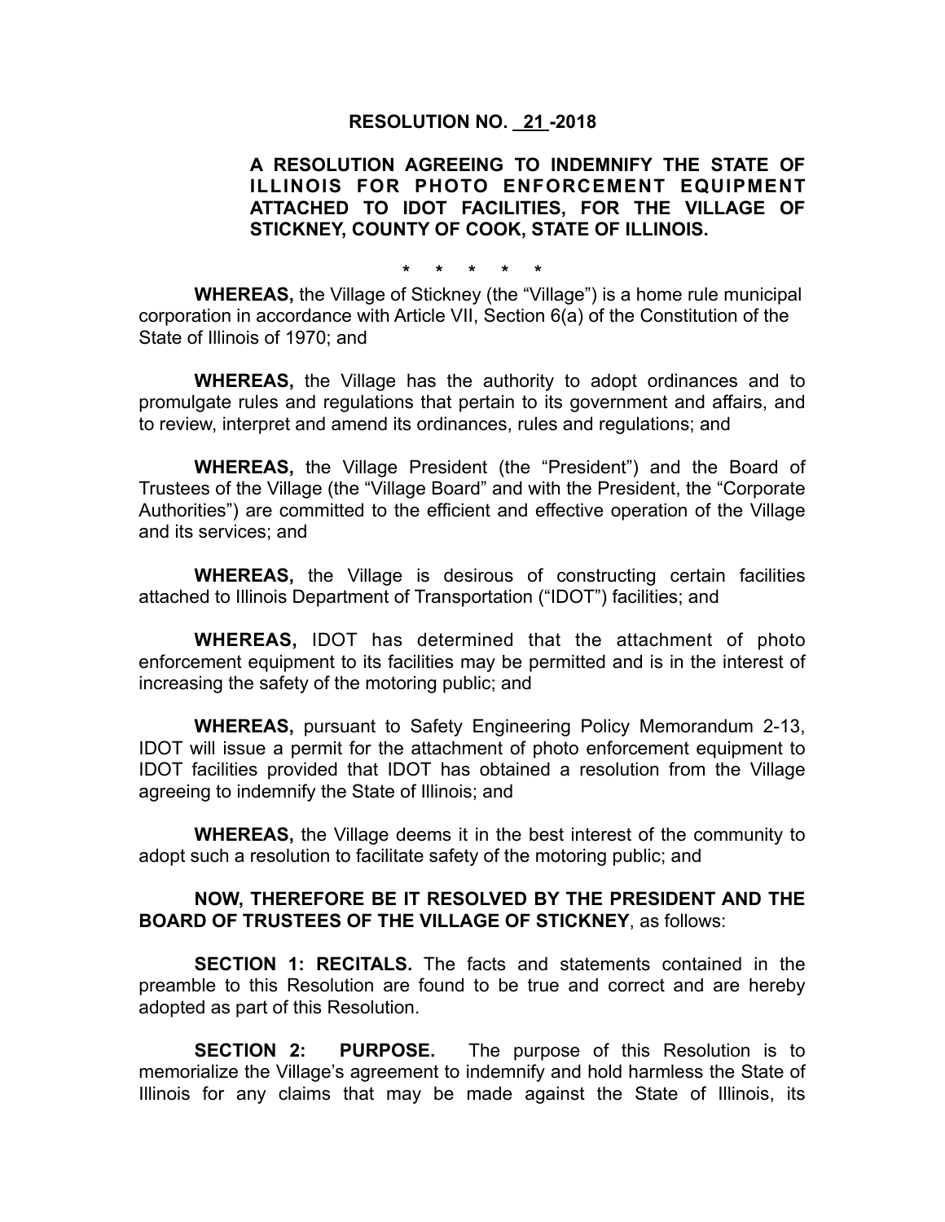# RESOLUTION NO. 21 -2018

## A RESOLUTION AGREEING TO INDEMNIFY THE STATE OF ILLINOIS FOR PHOTO ENFORCEMENT EQUIPMENT ATTACHED TO IDOT FACILITIES, FOR THE VILLAGE OF STICKNEY, COUNTY OF COOK, STATE OF ILLINOIS.

\* \* \* \* \*

**WHEREAS,** the Village of Stickney (the "Village") is a home rule municipal corporation in accordance with Article VII, Section 6(a) of the Constitution of the State of Illinois of 1970; and

**WHEREAS,** the Village has the authority to adopt ordinances and to promulgate rules and regulations that pertain to its government and affairs, and to review, interpret and amend its ordinances, rules and regulations; and

**WHEREAS,** the Village President (the "President") and the Board of Trustees of the Village (the "Village Board" and with the President, the "Corporate Authorities") are committed to the efficient and effective operation of the Village and its services; and

**WHEREAS,** the Village is desirous of constructing certain facilities attached to Illinois Department of Transportation ("IDOT") facilities; and

**WHEREAS,** IDOT has determined that the attachment of photo enforcement equipment to its facilities may be permitted and is in the interest of increasing the safety of the motoring public; and

**WHEREAS,** pursuant to Safety Engineering Policy Memorandum 2-13, IDOT will issue a permit for the attachment of photo enforcement equipment to IDOT facilities provided that IDOT has obtained a resolution from the Village agreeing to indemnify the State of Illinois; and

**WHEREAS,** the Village deems it in the best interest of the community to adopt such a resolution to facilitate safety of the motoring public; and

**NOW, THEREFORE BE IT RESOLVED BY THE PRESIDENT AND THE BOARD OF TRUSTEES OF THE VILLAGE OF STICKNEY**, as follows:

**SECTION 1: RECITALS.** The facts and statements contained in the preamble to this Resolution are found to be true and correct and are hereby adopted as part of this Resolution.

**SECTION 2: PURPOSE.** The purpose of this Resolution is to memorialize the Village's agreement to indemnify and hold harmless the State of Illinois for any claims that may be made against the State of Illinois, its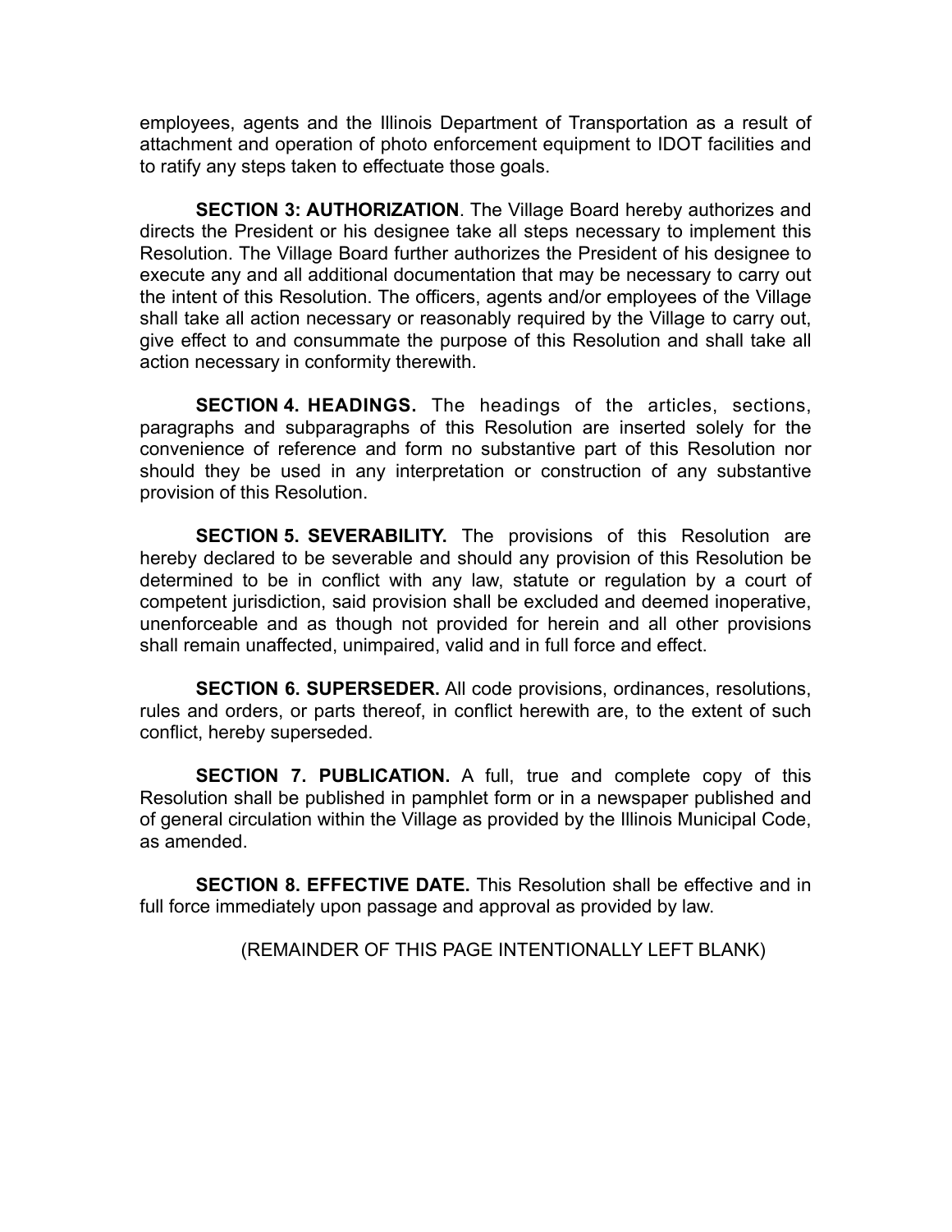employees, agents and the Illinois Department of Transportation as a result of attachment and operation of photo enforcement equipment to IDOT facilities and to ratify any steps taken to effectuate those goals.

**SECTION 3: AUTHORIZATION**. The Village Board hereby authorizes and directs the President or his designee take all steps necessary to implement this Resolution. The Village Board further authorizes the President of his designee to execute any and all additional documentation that may be necessary to carry out the intent of this Resolution. The officers, agents and/or employees of the Village shall take all action necessary or reasonably required by the Village to carry out, give effect to and consummate the purpose of this Resolution and shall take all action necessary in conformity therewith.

**SECTION 4. HEADINGS.** The headings of the articles, sections, paragraphs and subparagraphs of this Resolution are inserted solely for the convenience of reference and form no substantive part of this Resolution nor should they be used in any interpretation or construction of any substantive provision of this Resolution.

**SECTION 5. SEVERABILITY.** The provisions of this Resolution are hereby declared to be severable and should any provision of this Resolution be determined to be in conflict with any law, statute or regulation by a court of competent jurisdiction, said provision shall be excluded and deemed inoperative, unenforceable and as though not provided for herein and all other provisions shall remain unaffected, unimpaired, valid and in full force and effect.

**SECTION 6. SUPERSEDER.** All code provisions, ordinances, resolutions, rules and orders, or parts thereof, in conflict herewith are, to the extent of such conflict, hereby superseded.

**SECTION 7. PUBLICATION.** A full, true and complete copy of this Resolution shall be published in pamphlet form or in a newspaper published and of general circulation within the Village as provided by the Illinois Municipal Code, as amended.

**SECTION 8. EFFECTIVE DATE.** This Resolution shall be effective and in full force immediately upon passage and approval as provided by law.

(REMAINDER OF THIS PAGE INTENTIONALLY LEFT BLANK)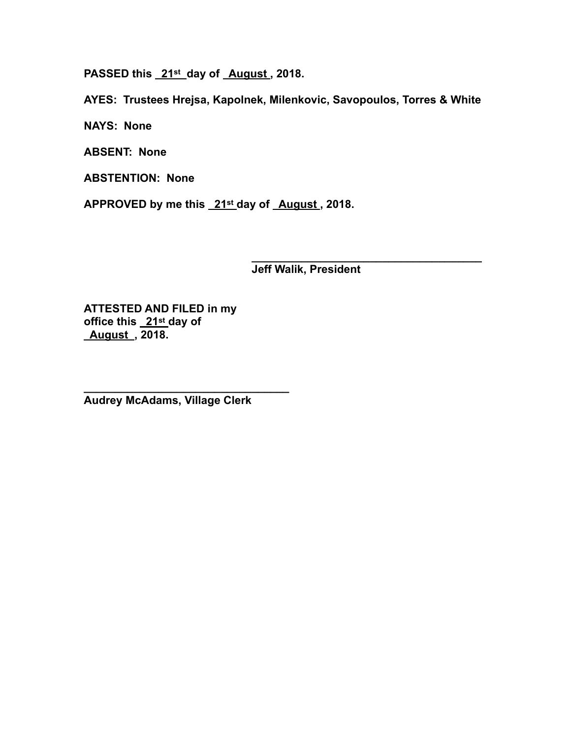**PASSED this 21st day of August, 2018.**

**AYES: Trustees Hrejsa, Kapolnek, Milenkovic, Savopoulos, Torres & White**

**NAYS: None**

**ABSENT: None**

**ABSTENTION: None**

**APPROVED by me this 21st day of August, 2018.**

\_\_\_\_\_\_\_\_\_\_\_\_\_\_\_\_\_\_\_\_\_\_\_\_\_\_\_\_\_\_\_\_\_\_\_\_\_\_\_\_

**Jeff Walik, President**

**ATTESTED AND FILED in my office this 21st day of August, 2018.**

\_\_\_\_\_\_\_\_\_\_\_\_\_\_\_\_\_\_\_\_\_\_\_\_\_\_\_\_\_\_\_\_\_\_\_\_

**Audrey McAdams, Village Clerk**